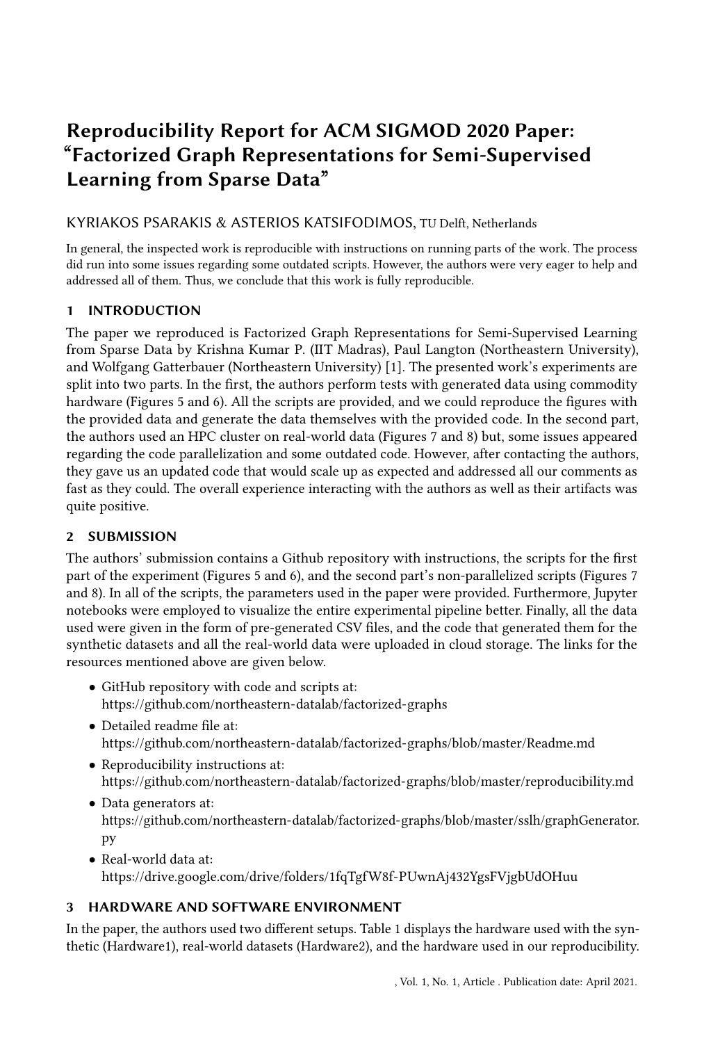# Reproducibility Report for ACM SIGMOD 2020 Paper: "Factorized Graph Representations for Semi-Supervised Learning from Sparse Data"

KYRIAKOS PSARAKIS & ASTERIOS KATSIFODIMOS, TU Delft, Netherlands

In general, the inspected work is reproducible with instructions on running parts of the work. The process did run into some issues regarding some outdated scripts. However, the authors were very eager to help and addressed all of them. Thus, we conclude that this work is fully reproducible.

## 1 INTRODUCTION

The paper we reproduced is Factorized Graph Representations for Semi-Supervised Learning from Sparse Data by Krishna Kumar P. (IIT Madras), Paul Langton (Northeastern University), and Wolfgang Gatterbauer (Northeastern University) [1]. The presented work's experiments are split into two parts. In the first, the authors perform tests with generated data using commodity hardware (Figures 5 and 6). All the scripts are provided, and we could reproduce the figures with the provided data and generate the data themselves with the provided code. In the second part, the authors used an HPC cluster on real-world data (Figures 7 and 8) but, some issues appeared regarding the code parallelization and some outdated code. However, after contacting the authors, they gave us an updated code that would scale up as expected and addressed all our comments as fast as they could. The overall experience interacting with the authors as well as their artifacts was quite positive.

## 2 SUBMISSION

The authors' submission contains a Github repository with instructions, the scripts for the first part of the experiment (Figures 5 and 6), and the second part's non-parallelized scripts (Figures 7 and 8). In all of the scripts, the parameters used in the paper were provided. Furthermore, Jupyter notebooks were employed to visualize the entire experimental pipeline better. Finally, all the data used were given in the form of pre-generated CSV files, and the code that generated them for the synthetic datasets and all the real-world data were uploaded in cloud storage. The links for the resources mentioned above are given below.

- GitHub repository with code and scripts at:
  https://github.com/northeastern-datalab/factorized-graphs
- Detailed readme file at:
  https://github.com/northeastern-datalab/factorized-graphs/blob/master/Readme.md
- Reproducibility instructions at:
  https://github.com/northeastern-datalab/factorized-graphs/blob/master/reproducibility.md
- Data generators at:
  https://github.com/northeastern-datalab/factorized-graphs/blob/master/sslh/graphGenerator.py
- Real-world data at:
  https://drive.google.com/drive/folders/1fqTgfW8f-PUwnAj432YgsFVjgbUdOHuu

## 3 HARDWARE AND SOFTWARE ENVIRONMENT

In the paper, the authors used two different setups. Table 1 displays the hardware used with the synthetic (Hardware1), real-world datasets (Hardware2), and the hardware used in our reproducibility.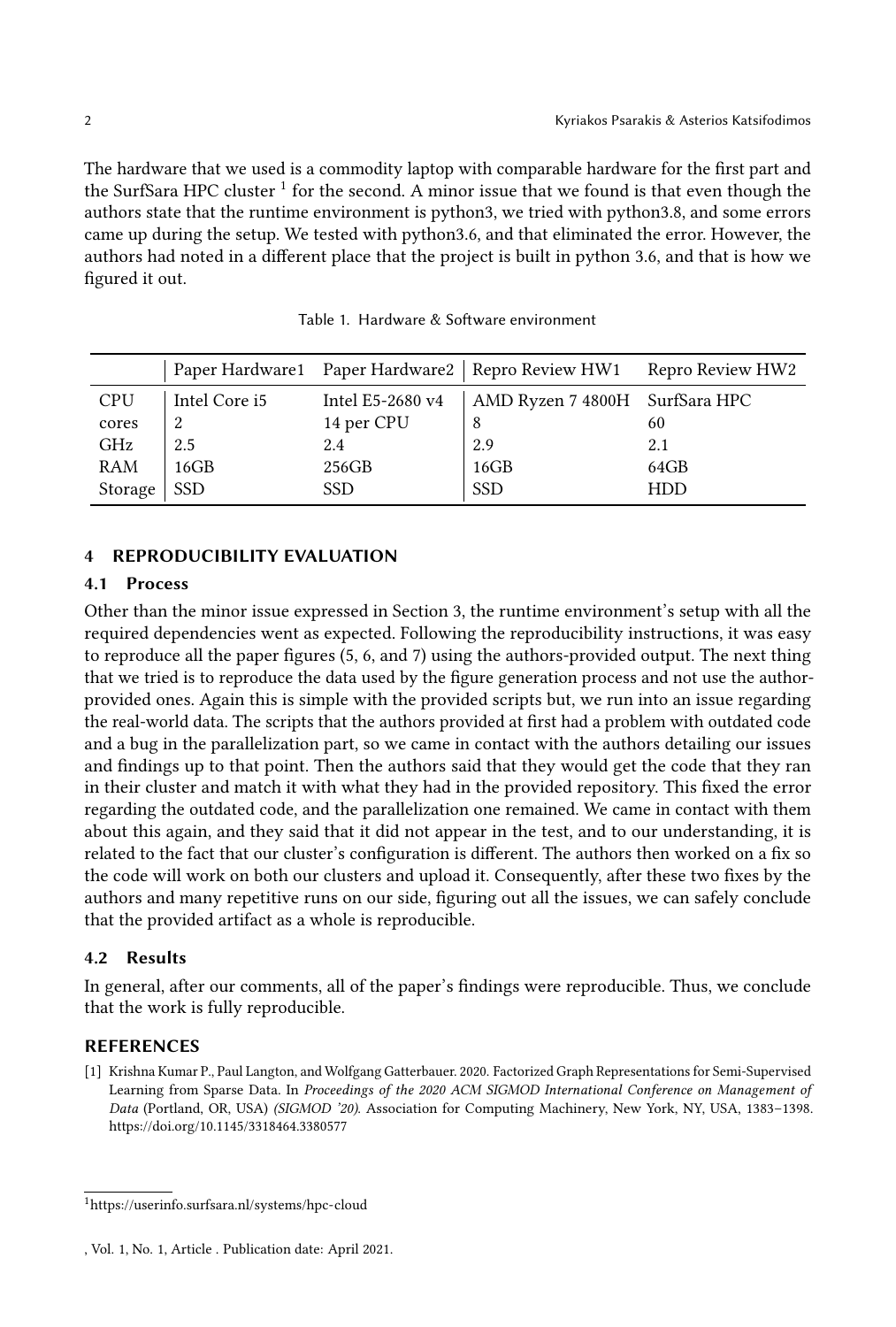The hardware that we used is a commodity laptop with comparable hardware for the first part and the SurfSara HPC cluster [1] for the second. A minor issue that we found is that even though the authors state that the runtime environment is python3, we tried with python3.8, and some errors came up during the setup. We tested with python3.6, and that eliminated the error. However, the authors had noted in a different place that the project is built in python 3.6, and that is how we figured it out.

Table 1. Hardware & Software environment

| | Paper Hardware1 | Paper Hardware2 | Repro Review HW1 | Repro Review HW2 |
|---|---|---|---|---|
| CPU | Intel Core i5 | Intel E5-2680 v4 | AMD Ryzen 7 4800H | SurfSara HPC |
| cores | 2 | 14 per CPU | 8 | 60 |
| GHz | 2.5 | 2.4 | 2.9 | 2.1 |
| RAM | 16GB | 256GB | 16GB | 64GB |
| Storage | SSD | SSD | SSD | HDD |

## 4 REPRODUCIBILITY EVALUATION

### 4.1 Process

Other than the minor issue expressed in Section 3, the runtime environment's setup with all the required dependencies went as expected. Following the reproducibility instructions, it was easy to reproduce all the paper figures (5, 6, and 7) using the authors-provided output. The next thing that we tried is to reproduce the data used by the figure generation process and not use the author-provided ones. Again this is simple with the provided scripts but, we run into an issue regarding the real-world data. The scripts that the authors provided at first had a problem with outdated code and a bug in the parallelization part, so we came in contact with the authors detailing our issues and findings up to that point. Then the authors said that they would get the code that they ran in their cluster and match it with what they had in the provided repository. This fixed the error regarding the outdated code, and the parallelization one remained. We came in contact with them about this again, and they said that it did not appear in the test, and to our understanding, it is related to the fact that our cluster's configuration is different. The authors then worked on a fix so the code will work on both our clusters and upload it. Consequently, after these two fixes by the authors and many repetitive runs on our side, figuring out all the issues, we can safely conclude that the provided artifact as a whole is reproducible.

### 4.2 Results

In general, after our comments, all of the paper's findings were reproducible. Thus, we conclude that the work is fully reproducible.

## REFERENCES

[1] Krishna Kumar P., Paul Langton, and Wolfgang Gatterbauer. 2020. Factorized Graph Representations for Semi-Supervised Learning from Sparse Data. In *Proceedings of the 2020 ACM SIGMOD International Conference on Management of Data* (Portland, OR, USA) *(SIGMOD '20)*. Association for Computing Machinery, New York, NY, USA, 1383–1398. https://doi.org/10.1145/3318464.3380577

[1] https://userinfo.surfsara.nl/systems/hpc-cloud